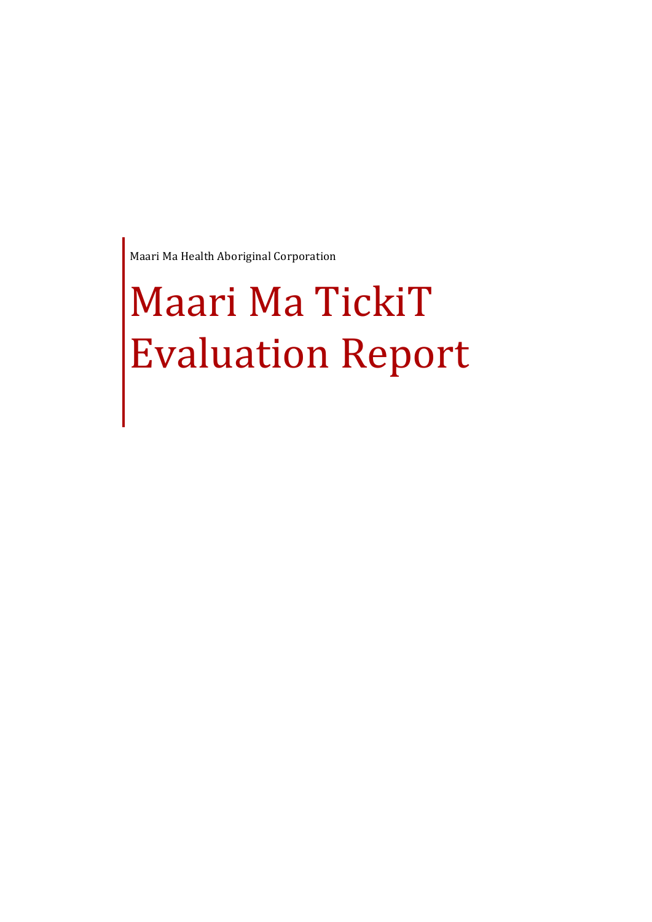Maari Ma Health Aboriginal Corporation

# Maari Ma TickiT Evaluation Report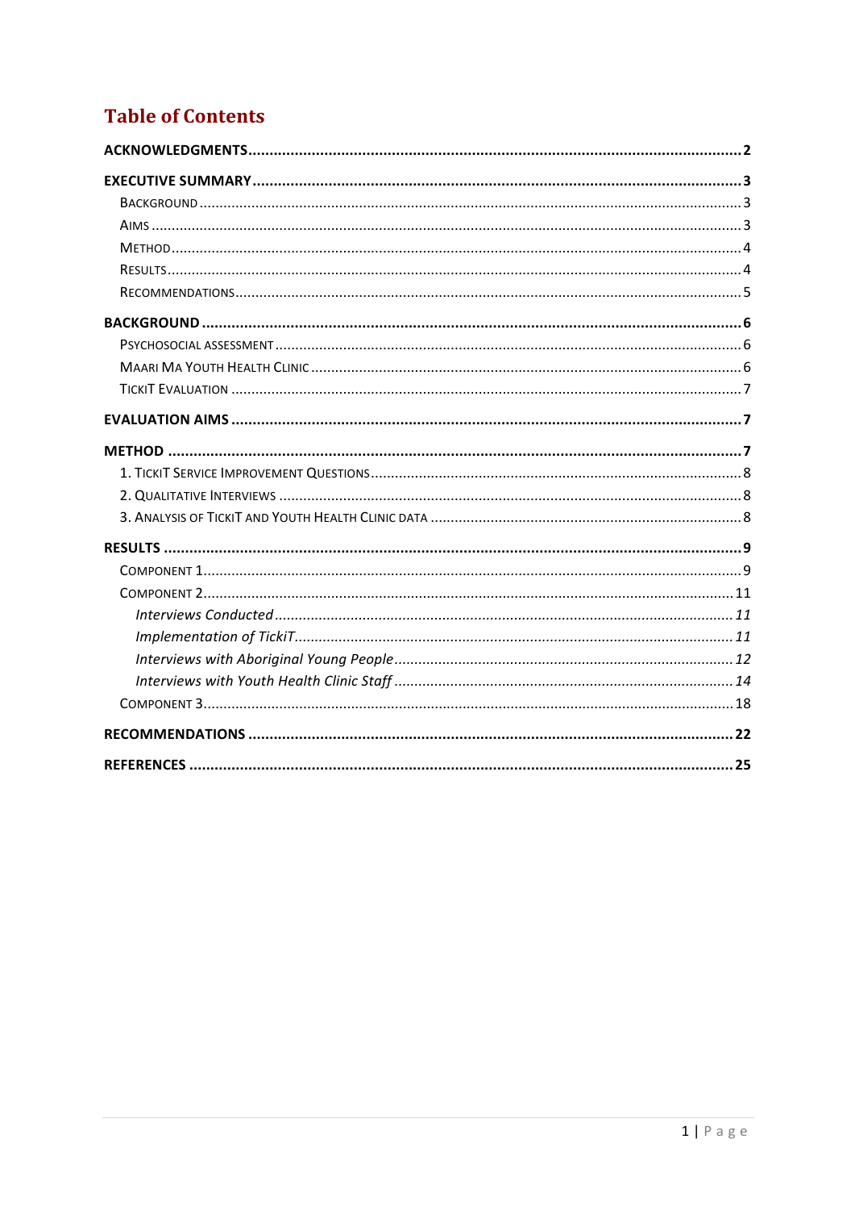# Table of Contents

**ACKNOWLEDGMENTS** .......... **2**

**EXECUTIVE SUMMARY** .......... **3**

- Background .......... 3
- Aims .......... 3
- Method .......... 4
- Results .......... 4
- Recommendations .......... 5

**BACKGROUND** .......... **6**

- Psychosocial assessment .......... 6
- Maari Ma Youth Health Clinic .......... 6
- TickiT Evaluation .......... 7

**EVALUATION AIMS** .......... **7**

**METHOD** .......... **7**

- 1. TickiT Service Improvement Questions .......... 8
- 2. Qualitative Interviews .......... 8
- 3. Analysis of TickiT and Youth Health Clinic data .......... 8

**RESULTS** .......... **9**

- Component 1 .......... 9
- Component 2 .......... 11
  - *Interviews Conducted* .......... *11*
  - *Implementation of TickiT* .......... *11*
  - *Interviews with Aboriginal Young People* .......... *12*
  - *Interviews with Youth Health Clinic Staff* .......... *14*
- Component 3 .......... 18

**RECOMMENDATIONS** .......... **22**

**REFERENCES** .......... **25**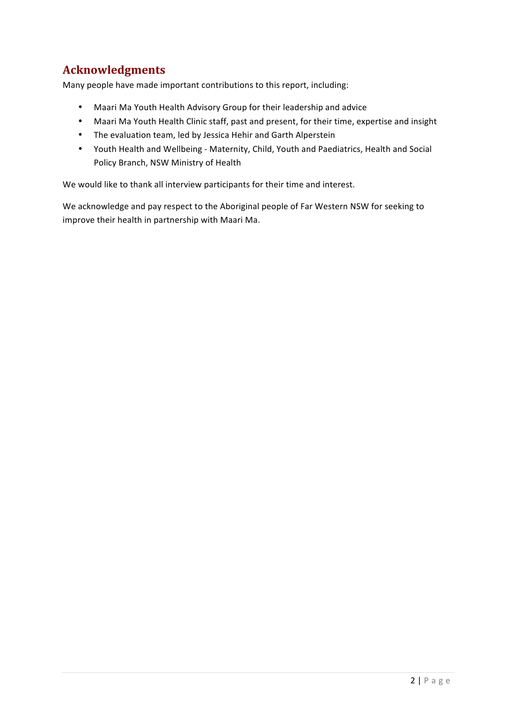## Acknowledgments

Many people have made important contributions to this report, including:

- Maari Ma Youth Health Advisory Group for their leadership and advice
- Maari Ma Youth Health Clinic staff, past and present, for their time, expertise and insight
- The evaluation team, led by Jessica Hehir and Garth Alperstein
- Youth Health and Wellbeing - Maternity, Child, Youth and Paediatrics, Health and Social Policy Branch, NSW Ministry of Health

We would like to thank all interview participants for their time and interest.

We acknowledge and pay respect to the Aboriginal people of Far Western NSW for seeking to improve their health in partnership with Maari Ma.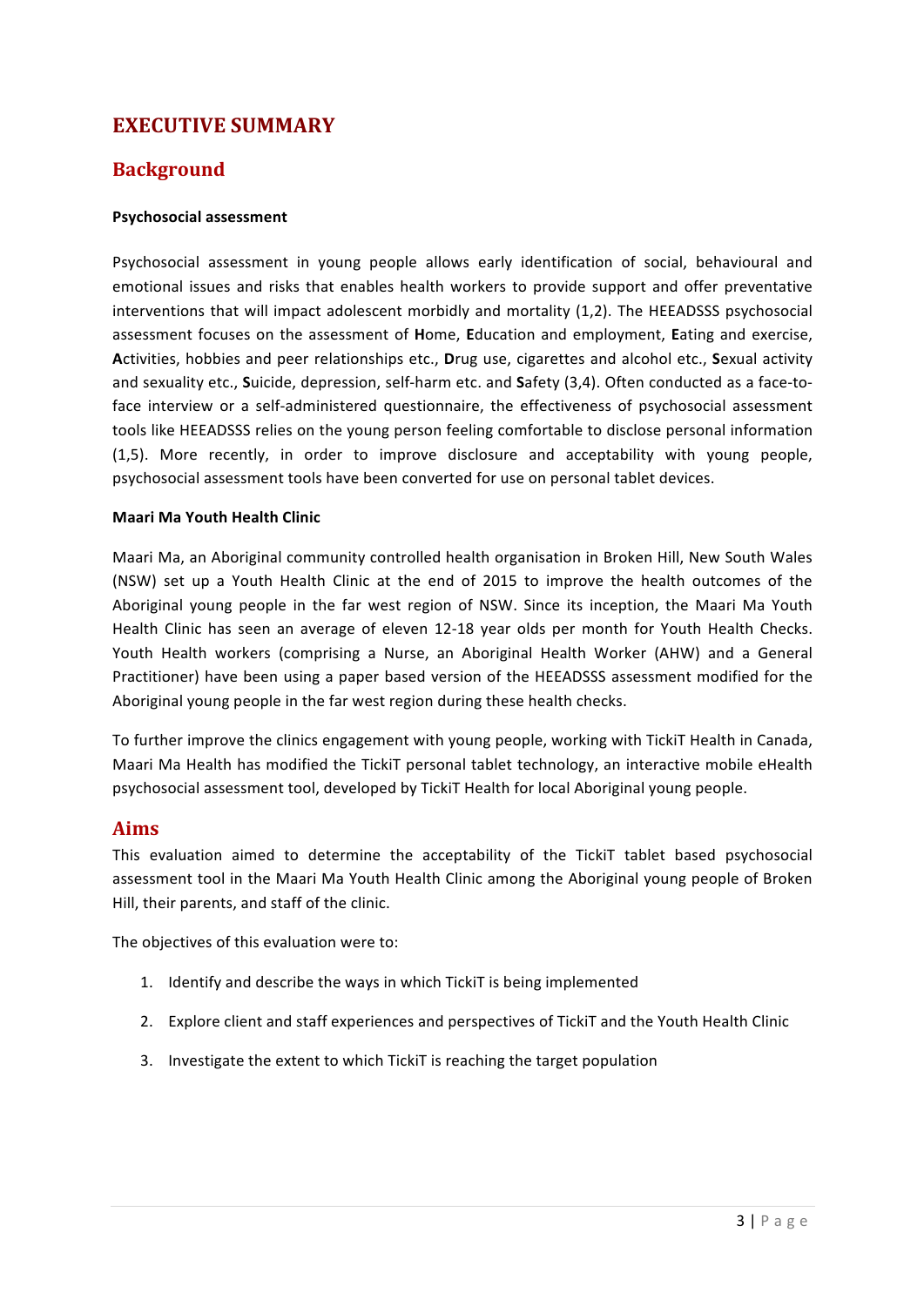# EXECUTIVE SUMMARY

## Background

**Psychosocial assessment**

Psychosocial assessment in young people allows early identification of social, behavioural and emotional issues and risks that enables health workers to provide support and offer preventative interventions that will impact adolescent morbidly and mortality (1,2). The HEEADSSS psychosocial assessment focuses on the assessment of **H**ome, **E**ducation and employment, **E**ating and exercise, **A**ctivities, hobbies and peer relationships etc., **D**rug use, cigarettes and alcohol etc., **S**exual activity and sexuality etc., **S**uicide, depression, self-harm etc. and **S**afety (3,4). Often conducted as a face-to-face interview or a self-administered questionnaire, the effectiveness of psychosocial assessment tools like HEEADSSS relies on the young person feeling comfortable to disclose personal information (1,5). More recently, in order to improve disclosure and acceptability with young people, psychosocial assessment tools have been converted for use on personal tablet devices.

**Maari Ma Youth Health Clinic**

Maari Ma, an Aboriginal community controlled health organisation in Broken Hill, New South Wales (NSW) set up a Youth Health Clinic at the end of 2015 to improve the health outcomes of the Aboriginal young people in the far west region of NSW. Since its inception, the Maari Ma Youth Health Clinic has seen an average of eleven 12-18 year olds per month for Youth Health Checks. Youth Health workers (comprising a Nurse, an Aboriginal Health Worker (AHW) and a General Practitioner) have been using a paper based version of the HEEADSSS assessment modified for the Aboriginal young people in the far west region during these health checks.

To further improve the clinics engagement with young people, working with TickiT Health in Canada, Maari Ma Health has modified the TickiT personal tablet technology, an interactive mobile eHealth psychosocial assessment tool, developed by TickiT Health for local Aboriginal young people.

## Aims

This evaluation aimed to determine the acceptability of the TickiT tablet based psychosocial assessment tool in the Maari Ma Youth Health Clinic among the Aboriginal young people of Broken Hill, their parents, and staff of the clinic.

The objectives of this evaluation were to:

1. Identify and describe the ways in which TickiT is being implemented
2. Explore client and staff experiences and perspectives of TickiT and the Youth Health Clinic
3. Investigate the extent to which TickiT is reaching the target population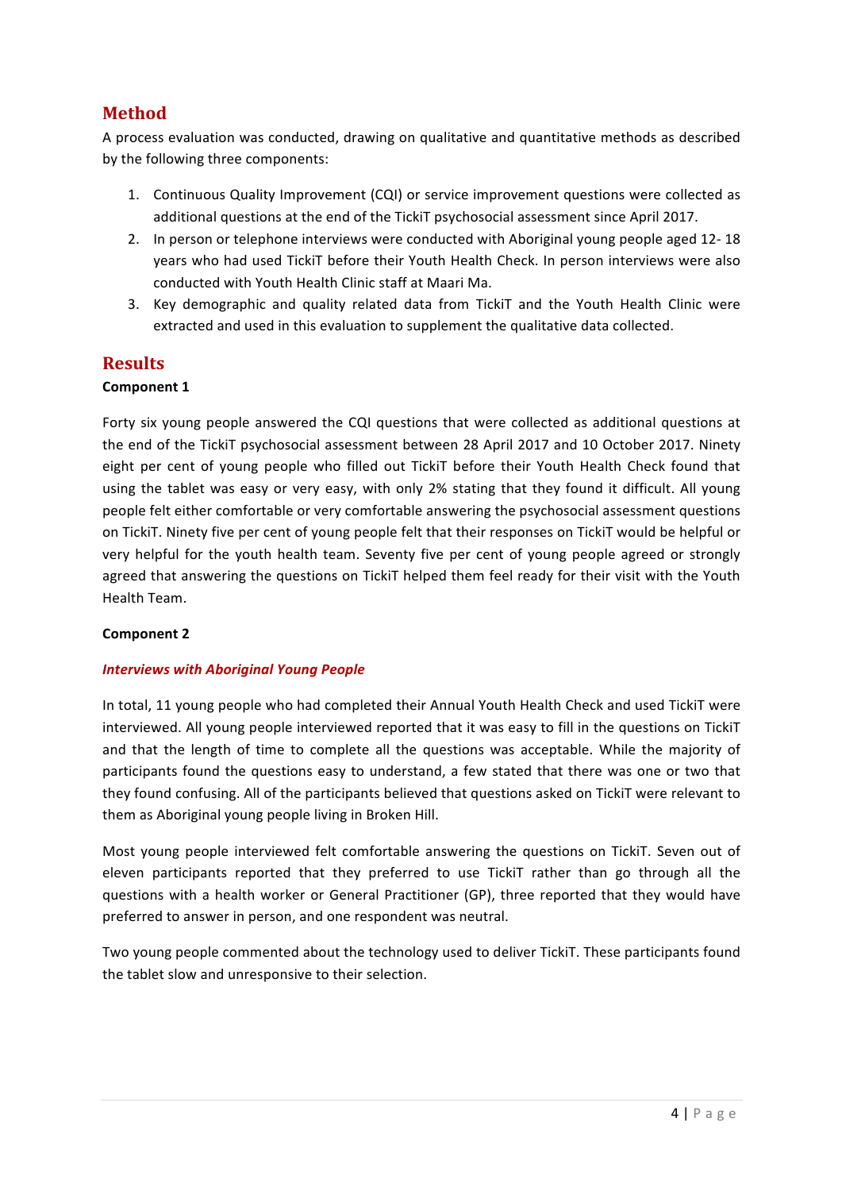## Method

A process evaluation was conducted, drawing on qualitative and quantitative methods as described by the following three components:

1. Continuous Quality Improvement (CQI) or service improvement questions were collected as additional questions at the end of the TickiT psychosocial assessment since April 2017.
2. In person or telephone interviews were conducted with Aboriginal young people aged 12- 18 years who had used TickiT before their Youth Health Check. In person interviews were also conducted with Youth Health Clinic staff at Maari Ma.
3. Key demographic and quality related data from TickiT and the Youth Health Clinic were extracted and used in this evaluation to supplement the qualitative data collected.

## Results

**Component 1**

Forty six young people answered the CQI questions that were collected as additional questions at the end of the TickiT psychosocial assessment between 28 April 2017 and 10 October 2017. Ninety eight per cent of young people who filled out TickiT before their Youth Health Check found that using the tablet was easy or very easy, with only 2% stating that they found it difficult. All young people felt either comfortable or very comfortable answering the psychosocial assessment questions on TickiT. Ninety five per cent of young people felt that their responses on TickiT would be helpful or very helpful for the youth health team. Seventy five per cent of young people agreed or strongly agreed that answering the questions on TickiT helped them feel ready for their visit with the Youth Health Team.

**Component 2**

***Interviews with Aboriginal Young People***

In total, 11 young people who had completed their Annual Youth Health Check and used TickiT were interviewed. All young people interviewed reported that it was easy to fill in the questions on TickiT and that the length of time to complete all the questions was acceptable. While the majority of participants found the questions easy to understand, a few stated that there was one or two that they found confusing. All of the participants believed that questions asked on TickiT were relevant to them as Aboriginal young people living in Broken Hill.

Most young people interviewed felt comfortable answering the questions on TickiT. Seven out of eleven participants reported that they preferred to use TickiT rather than go through all the questions with a health worker or General Practitioner (GP), three reported that they would have preferred to answer in person, and one respondent was neutral.

Two young people commented about the technology used to deliver TickiT. These participants found the tablet slow and unresponsive to their selection.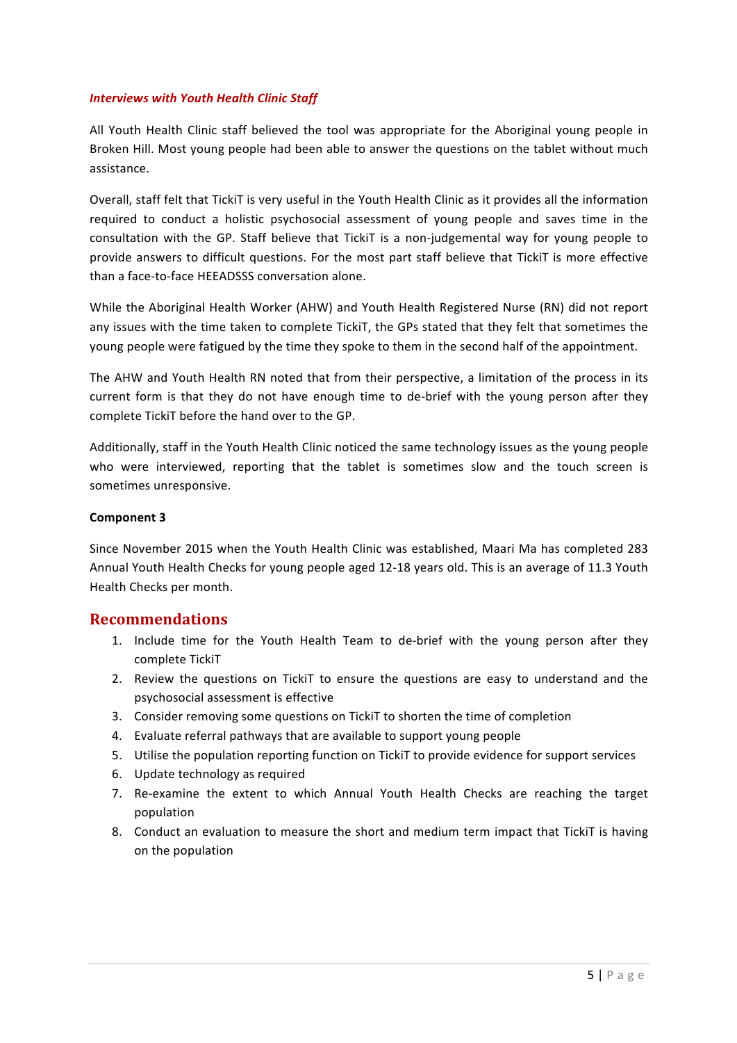***Interviews with Youth Health Clinic Staff***

All Youth Health Clinic staff believed the tool was appropriate for the Aboriginal young people in Broken Hill. Most young people had been able to answer the questions on the tablet without much assistance.

Overall, staff felt that TickiT is very useful in the Youth Health Clinic as it provides all the information required to conduct a holistic psychosocial assessment of young people and saves time in the consultation with the GP. Staff believe that TickiT is a non-judgemental way for young people to provide answers to difficult questions. For the most part staff believe that TickiT is more effective than a face-to-face HEEADSSS conversation alone.

While the Aboriginal Health Worker (AHW) and Youth Health Registered Nurse (RN) did not report any issues with the time taken to complete TickiT, the GPs stated that they felt that sometimes the young people were fatigued by the time they spoke to them in the second half of the appointment.

The AHW and Youth Health RN noted that from their perspective, a limitation of the process in its current form is that they do not have enough time to de-brief with the young person after they complete TickiT before the hand over to the GP.

Additionally, staff in the Youth Health Clinic noticed the same technology issues as the young people who were interviewed, reporting that the tablet is sometimes slow and the touch screen is sometimes unresponsive.

**Component 3**

Since November 2015 when the Youth Health Clinic was established, Maari Ma has completed 283 Annual Youth Health Checks for young people aged 12-18 years old. This is an average of 11.3 Youth Health Checks per month.

## Recommendations

1. Include time for the Youth Health Team to de-brief with the young person after they complete TickiT
2. Review the questions on TickiT to ensure the questions are easy to understand and the psychosocial assessment is effective
3. Consider removing some questions on TickiT to shorten the time of completion
4. Evaluate referral pathways that are available to support young people
5. Utilise the population reporting function on TickiT to provide evidence for support services
6. Update technology as required
7. Re-examine the extent to which Annual Youth Health Checks are reaching the target population
8. Conduct an evaluation to measure the short and medium term impact that TickiT is having on the population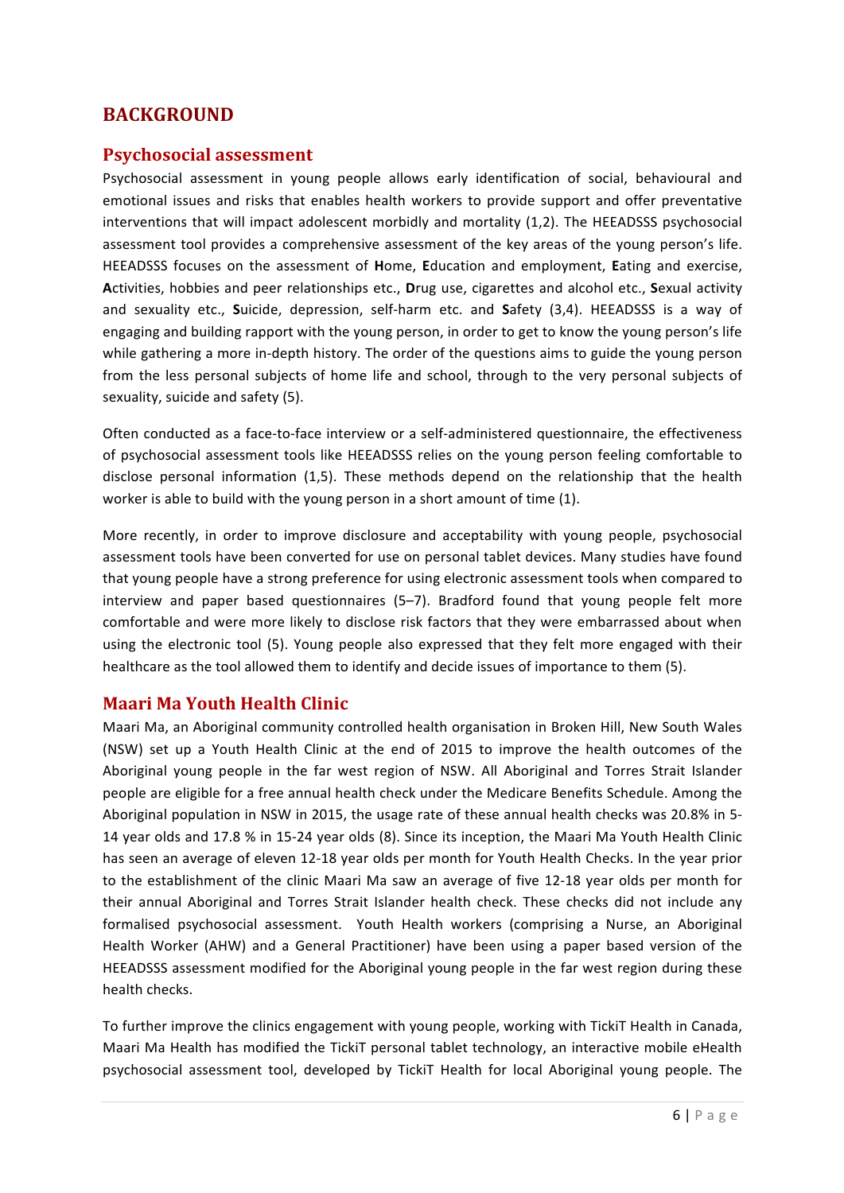# BACKGROUND

## Psychosocial assessment

Psychosocial assessment in young people allows early identification of social, behavioural and emotional issues and risks that enables health workers to provide support and offer preventative interventions that will impact adolescent morbidly and mortality (1,2). The HEEADSSS psychosocial assessment tool provides a comprehensive assessment of the key areas of the young person's life. HEEADSSS focuses on the assessment of **H**ome, **E**ducation and employment, **E**ating and exercise, **A**ctivities, hobbies and peer relationships etc., **D**rug use, cigarettes and alcohol etc., **S**exual activity and sexuality etc., **S**uicide, depression, self-harm etc. and **S**afety (3,4). HEEADSSS is a way of engaging and building rapport with the young person, in order to get to know the young person's life while gathering a more in-depth history. The order of the questions aims to guide the young person from the less personal subjects of home life and school, through to the very personal subjects of sexuality, suicide and safety (5).

Often conducted as a face-to-face interview or a self-administered questionnaire, the effectiveness of psychosocial assessment tools like HEEADSSS relies on the young person feeling comfortable to disclose personal information (1,5). These methods depend on the relationship that the health worker is able to build with the young person in a short amount of time (1).

More recently, in order to improve disclosure and acceptability with young people, psychosocial assessment tools have been converted for use on personal tablet devices. Many studies have found that young people have a strong preference for using electronic assessment tools when compared to interview and paper based questionnaires (5–7). Bradford found that young people felt more comfortable and were more likely to disclose risk factors that they were embarrassed about when using the electronic tool (5). Young people also expressed that they felt more engaged with their healthcare as the tool allowed them to identify and decide issues of importance to them (5).

## Maari Ma Youth Health Clinic

Maari Ma, an Aboriginal community controlled health organisation in Broken Hill, New South Wales (NSW) set up a Youth Health Clinic at the end of 2015 to improve the health outcomes of the Aboriginal young people in the far west region of NSW. All Aboriginal and Torres Strait Islander people are eligible for a free annual health check under the Medicare Benefits Schedule. Among the Aboriginal population in NSW in 2015, the usage rate of these annual health checks was 20.8% in 5-14 year olds and 17.8 % in 15-24 year olds (8). Since its inception, the Maari Ma Youth Health Clinic has seen an average of eleven 12-18 year olds per month for Youth Health Checks. In the year prior to the establishment of the clinic Maari Ma saw an average of five 12-18 year olds per month for their annual Aboriginal and Torres Strait Islander health check. These checks did not include any formalised psychosocial assessment. Youth Health workers (comprising a Nurse, an Aboriginal Health Worker (AHW) and a General Practitioner) have been using a paper based version of the HEEADSSS assessment modified for the Aboriginal young people in the far west region during these health checks.

To further improve the clinics engagement with young people, working with TickiT Health in Canada, Maari Ma Health has modified the TickiT personal tablet technology, an interactive mobile eHealth psychosocial assessment tool, developed by TickiT Health for local Aboriginal young people. The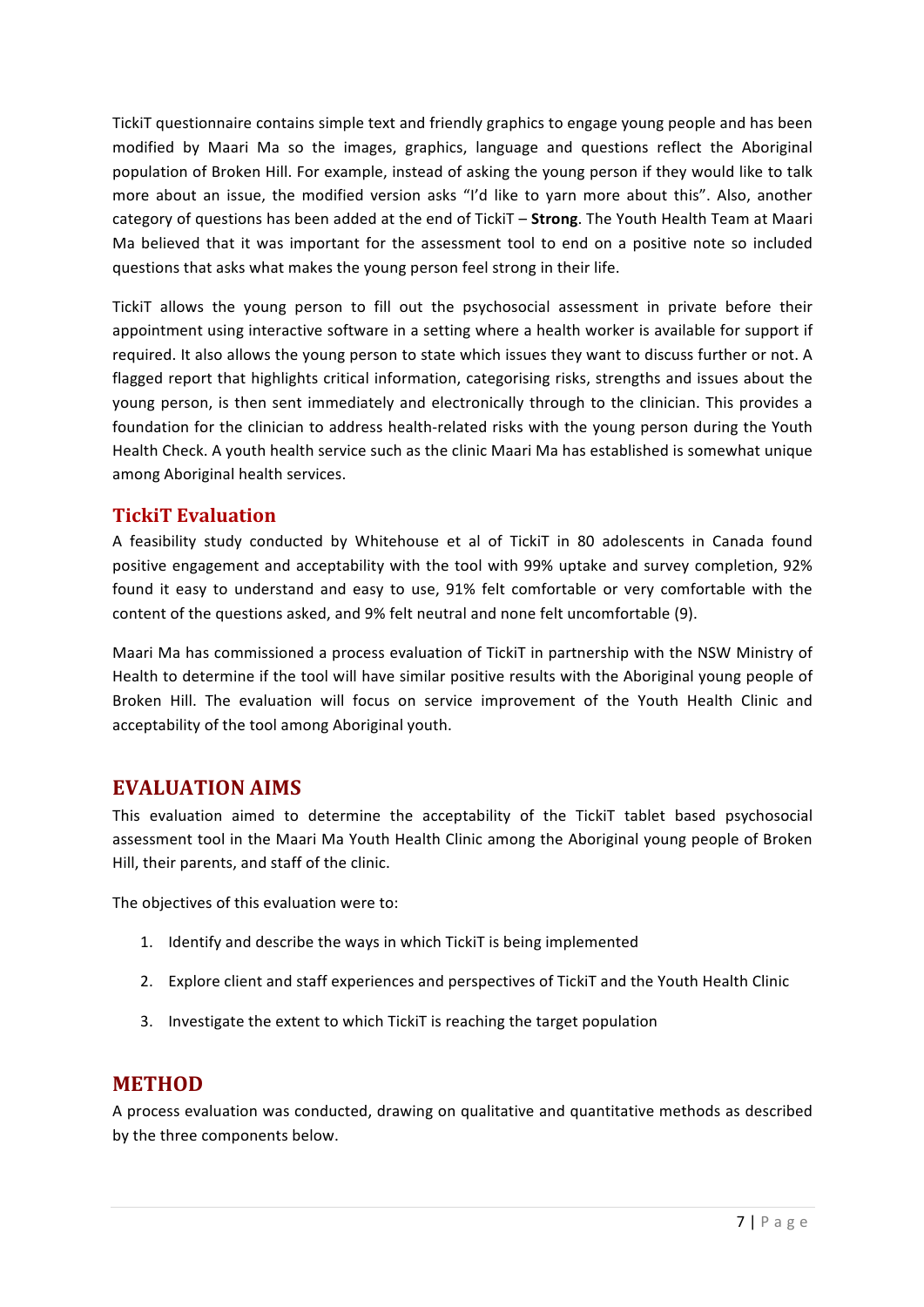TickiT questionnaire contains simple text and friendly graphics to engage young people and has been modified by Maari Ma so the images, graphics, language and questions reflect the Aboriginal population of Broken Hill. For example, instead of asking the young person if they would like to talk more about an issue, the modified version asks "I'd like to yarn more about this". Also, another category of questions has been added at the end of TickiT – **Strong**. The Youth Health Team at Maari Ma believed that it was important for the assessment tool to end on a positive note so included questions that asks what makes the young person feel strong in their life.

TickiT allows the young person to fill out the psychosocial assessment in private before their appointment using interactive software in a setting where a health worker is available for support if required. It also allows the young person to state which issues they want to discuss further or not. A flagged report that highlights critical information, categorising risks, strengths and issues about the young person, is then sent immediately and electronically through to the clinician. This provides a foundation for the clinician to address health-related risks with the young person during the Youth Health Check. A youth health service such as the clinic Maari Ma has established is somewhat unique among Aboriginal health services.

### TickiT Evaluation

A feasibility study conducted by Whitehouse et al of TickiT in 80 adolescents in Canada found positive engagement and acceptability with the tool with 99% uptake and survey completion, 92% found it easy to understand and easy to use, 91% felt comfortable or very comfortable with the content of the questions asked, and 9% felt neutral and none felt uncomfortable (9).

Maari Ma has commissioned a process evaluation of TickiT in partnership with the NSW Ministry of Health to determine if the tool will have similar positive results with the Aboriginal young people of Broken Hill. The evaluation will focus on service improvement of the Youth Health Clinic and acceptability of the tool among Aboriginal youth.

## EVALUATION AIMS

This evaluation aimed to determine the acceptability of the TickiT tablet based psychosocial assessment tool in the Maari Ma Youth Health Clinic among the Aboriginal young people of Broken Hill, their parents, and staff of the clinic.

The objectives of this evaluation were to:

1. Identify and describe the ways in which TickiT is being implemented
2. Explore client and staff experiences and perspectives of TickiT and the Youth Health Clinic
3. Investigate the extent to which TickiT is reaching the target population

## METHOD

A process evaluation was conducted, drawing on qualitative and quantitative methods as described by the three components below.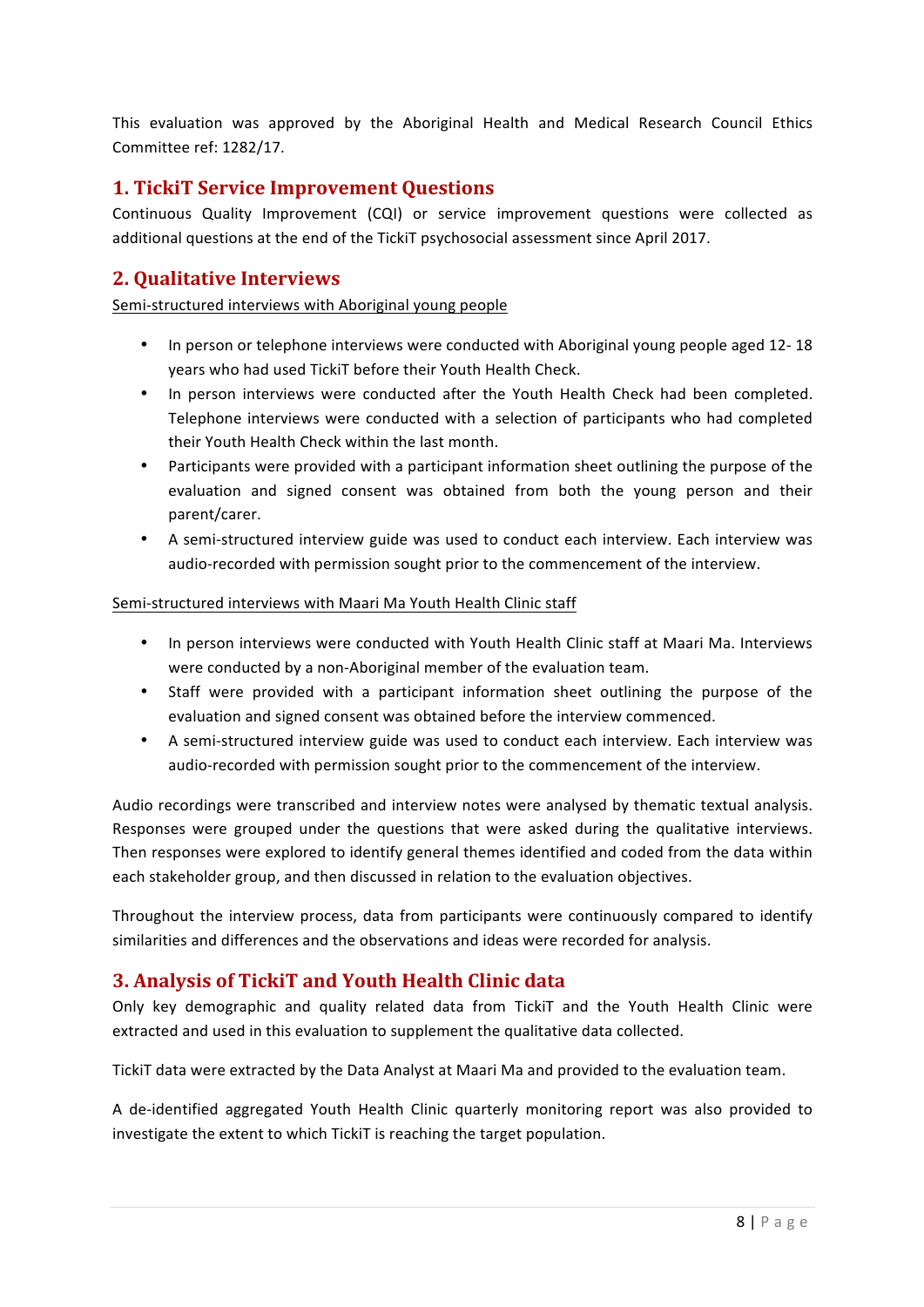This evaluation was approved by the Aboriginal Health and Medical Research Council Ethics Committee ref: 1282/17.

## 1. TickiT Service Improvement Questions

Continuous Quality Improvement (CQI) or service improvement questions were collected as additional questions at the end of the TickiT psychosocial assessment since April 2017.

## 2. Qualitative Interviews

Semi-structured interviews with Aboriginal young people

- In person or telephone interviews were conducted with Aboriginal young people aged 12- 18 years who had used TickiT before their Youth Health Check.
- In person interviews were conducted after the Youth Health Check had been completed. Telephone interviews were conducted with a selection of participants who had completed their Youth Health Check within the last month.
- Participants were provided with a participant information sheet outlining the purpose of the evaluation and signed consent was obtained from both the young person and their parent/carer.
- A semi-structured interview guide was used to conduct each interview. Each interview was audio-recorded with permission sought prior to the commencement of the interview.

Semi-structured interviews with Maari Ma Youth Health Clinic staff

- In person interviews were conducted with Youth Health Clinic staff at Maari Ma. Interviews were conducted by a non-Aboriginal member of the evaluation team.
- Staff were provided with a participant information sheet outlining the purpose of the evaluation and signed consent was obtained before the interview commenced.
- A semi-structured interview guide was used to conduct each interview. Each interview was audio-recorded with permission sought prior to the commencement of the interview.

Audio recordings were transcribed and interview notes were analysed by thematic textual analysis. Responses were grouped under the questions that were asked during the qualitative interviews. Then responses were explored to identify general themes identified and coded from the data within each stakeholder group, and then discussed in relation to the evaluation objectives.

Throughout the interview process, data from participants were continuously compared to identify similarities and differences and the observations and ideas were recorded for analysis.

## 3. Analysis of TickiT and Youth Health Clinic data

Only key demographic and quality related data from TickiT and the Youth Health Clinic were extracted and used in this evaluation to supplement the qualitative data collected.

TickiT data were extracted by the Data Analyst at Maari Ma and provided to the evaluation team.

A de-identified aggregated Youth Health Clinic quarterly monitoring report was also provided to investigate the extent to which TickiT is reaching the target population.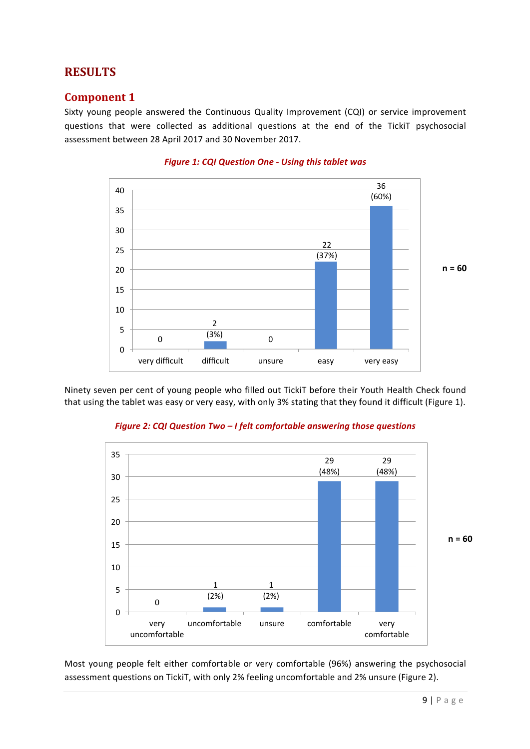# RESULTS

## Component 1

Sixty young people answered the Continuous Quality Improvement (CQI) or service improvement questions that were collected as additional questions at the end of the TickiT psychosocial assessment between 28 April 2017 and 30 November 2017.

*Figure 1: CQI Question One - Using this tablet was*

40
35
30
25
20
15
10
5
0

very difficult: 0
difficult: 2 (3%)
unsure: 0
easy: 22 (37%)
very easy: 36 (60%)

n = 60

Ninety seven per cent of young people who filled out TickiT before their Youth Health Check found that using the tablet was easy or very easy, with only 3% stating that they found it difficult (Figure 1).

*Figure 2: CQI Question Two – I felt comfortable answering those questions*

35
30
25
20
15
10
5
0

very uncomfortable: 0
uncomfortable: 1 (2%)
unsure: 1 (2%)
comfortable: 29 (48%)
very comfortable: 29 (48%)

n = 60

Most young people felt either comfortable or very comfortable (96%) answering the psychosocial assessment questions on TickiT, with only 2% feeling uncomfortable and 2% unsure (Figure 2).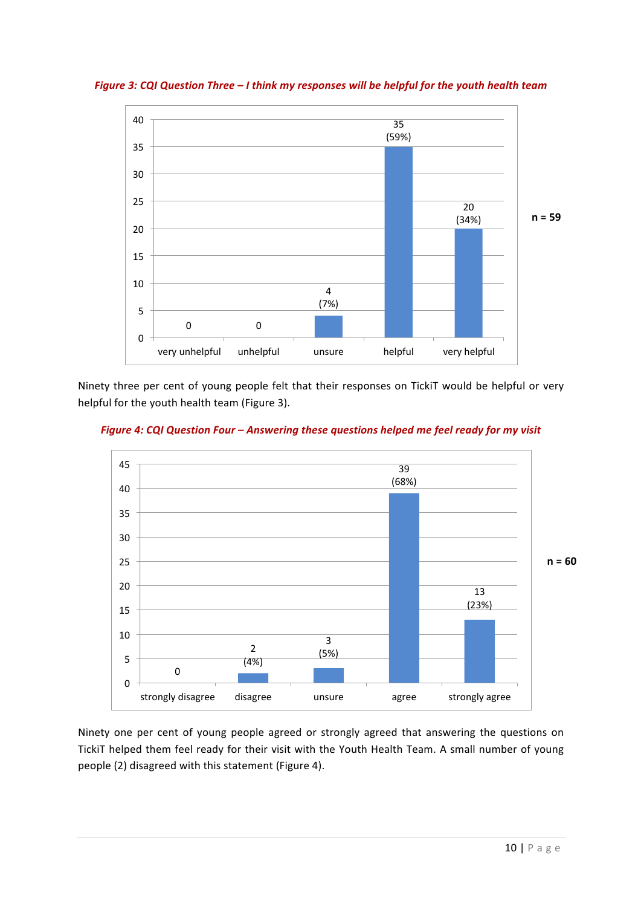*Figure 3: CQI Question Three – I think my responses will be helpful for the youth health team*

40
35
30
25
20
15
10
5
0

0
0
4 (7%)
35 (59%)
20 (34%)

very unhelpful
unhelpful
unsure
helpful
very helpful

**n = 59**

Ninety three per cent of young people felt that their responses on TickiT would be helpful or very helpful for the youth health team (Figure 3).

*Figure 4: CQI Question Four – Answering these questions helped me feel ready for my visit*

45
40
35
30
25
20
15
10
5
0

0
2 (4%)
3 (5%)
39 (68%)
13 (23%)

strongly disagree
disagree
unsure
agree
strongly agree

**n = 60**

Ninety one per cent of young people agreed or strongly agreed that answering the questions on TickiT helped them feel ready for their visit with the Youth Health Team. A small number of young people (2) disagreed with this statement (Figure 4).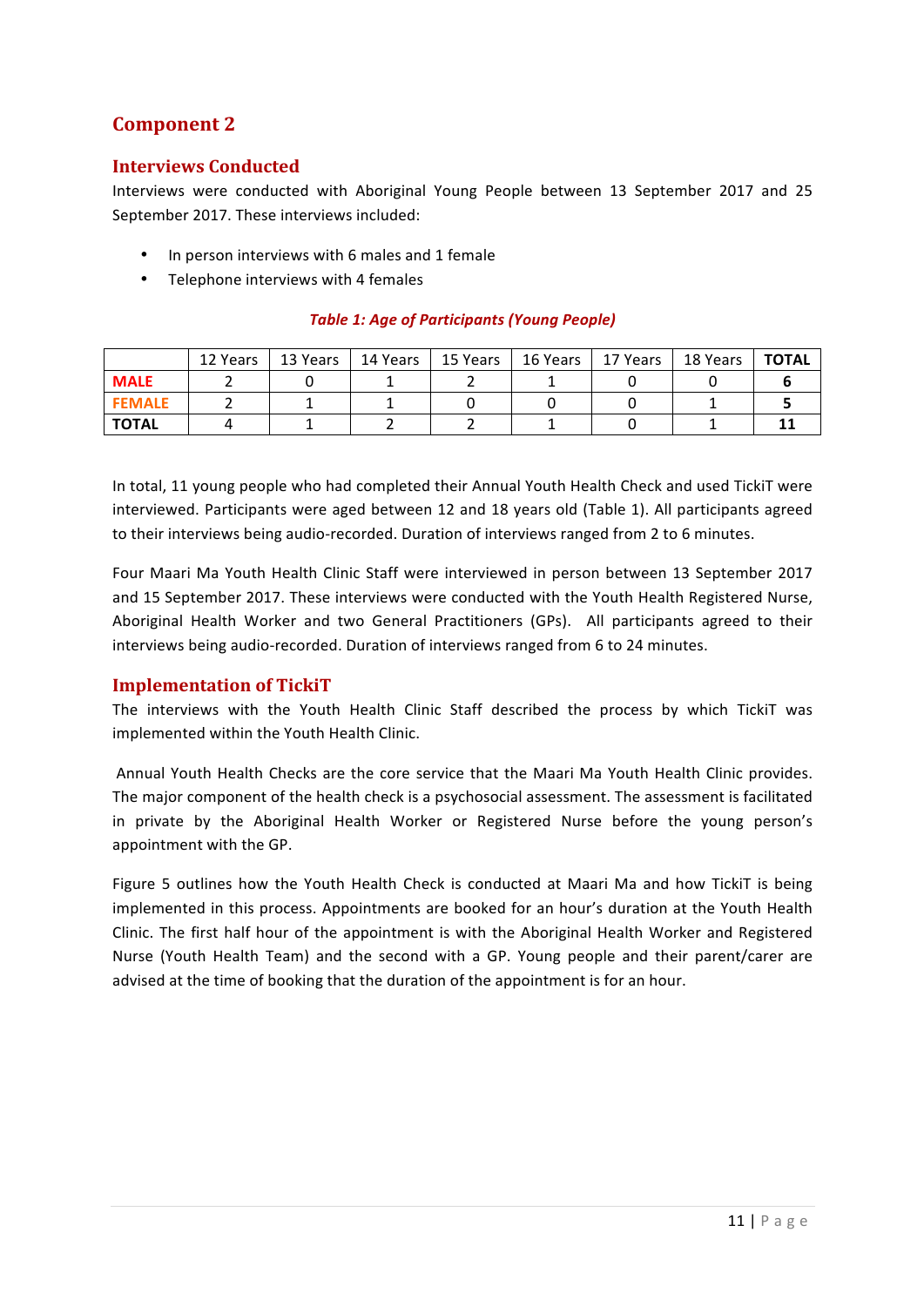## Component 2

### Interviews Conducted

Interviews were conducted with Aboriginal Young People between 13 September 2017 and 25 September 2017. These interviews included:

- In person interviews with 6 males and 1 female
- Telephone interviews with 4 females

*Table 1: Age of Participants (Young People)*

| | 12 Years | 13 Years | 14 Years | 15 Years | 16 Years | 17 Years | 18 Years | TOTAL |
|---|---|---|---|---|---|---|---|---|
| **MALE** | 2 | 0 | 1 | 2 | 1 | 0 | 0 | **6** |
| **FEMALE** | 2 | 1 | 1 | 0 | 0 | 0 | 1 | **5** |
| **TOTAL** | 4 | 1 | 2 | 2 | 1 | 0 | 1 | **11** |

In total, 11 young people who had completed their Annual Youth Health Check and used TickiT were interviewed. Participants were aged between 12 and 18 years old (Table 1). All participants agreed to their interviews being audio-recorded. Duration of interviews ranged from 2 to 6 minutes.

Four Maari Ma Youth Health Clinic Staff were interviewed in person between 13 September 2017 and 15 September 2017. These interviews were conducted with the Youth Health Registered Nurse, Aboriginal Health Worker and two General Practitioners (GPs). All participants agreed to their interviews being audio-recorded. Duration of interviews ranged from 6 to 24 minutes.

### Implementation of TickiT

The interviews with the Youth Health Clinic Staff described the process by which TickiT was implemented within the Youth Health Clinic.

Annual Youth Health Checks are the core service that the Maari Ma Youth Health Clinic provides. The major component of the health check is a psychosocial assessment. The assessment is facilitated in private by the Aboriginal Health Worker or Registered Nurse before the young person's appointment with the GP.

Figure 5 outlines how the Youth Health Check is conducted at Maari Ma and how TickiT is being implemented in this process. Appointments are booked for an hour's duration at the Youth Health Clinic. The first half hour of the appointment is with the Aboriginal Health Worker and Registered Nurse (Youth Health Team) and the second with a GP. Young people and their parent/carer are advised at the time of booking that the duration of the appointment is for an hour.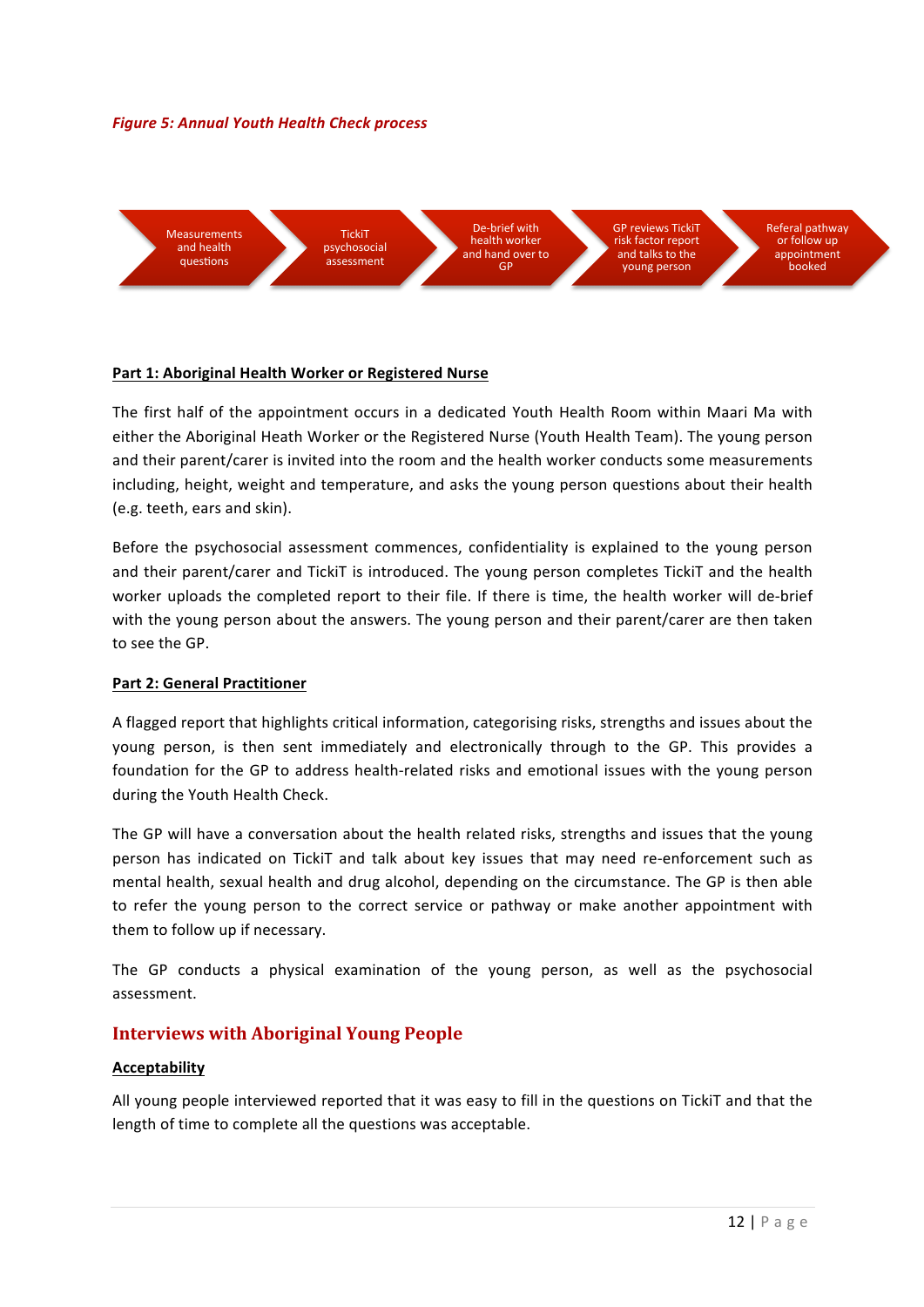*Figure 5: Annual Youth Health Check process*

Measurements and health questions

TickiT psychosocial assessment

De-brief with health worker and hand over to GP

GP reviews TickiT risk factor report and talks to the young person

Referal pathway or follow up appointment booked

**Part 1: Aboriginal Health Worker or Registered Nurse**

The first half of the appointment occurs in a dedicated Youth Health Room within Maari Ma with either the Aboriginal Heath Worker or the Registered Nurse (Youth Health Team). The young person and their parent/carer is invited into the room and the health worker conducts some measurements including, height, weight and temperature, and asks the young person questions about their health (e.g. teeth, ears and skin).

Before the psychosocial assessment commences, confidentiality is explained to the young person and their parent/carer and TickiT is introduced. The young person completes TickiT and the health worker uploads the completed report to their file. If there is time, the health worker will de-brief with the young person about the answers. The young person and their parent/carer are then taken to see the GP.

**Part 2: General Practitioner**

A flagged report that highlights critical information, categorising risks, strengths and issues about the young person, is then sent immediately and electronically through to the GP. This provides a foundation for the GP to address health-related risks and emotional issues with the young person during the Youth Health Check.

The GP will have a conversation about the health related risks, strengths and issues that the young person has indicated on TickiT and talk about key issues that may need re-enforcement such as mental health, sexual health and drug alcohol, depending on the circumstance. The GP is then able to refer the young person to the correct service or pathway or make another appointment with them to follow up if necessary.

The GP conducts a physical examination of the young person, as well as the psychosocial assessment.

## Interviews with Aboriginal Young People

**Acceptability**

All young people interviewed reported that it was easy to fill in the questions on TickiT and that the length of time to complete all the questions was acceptable.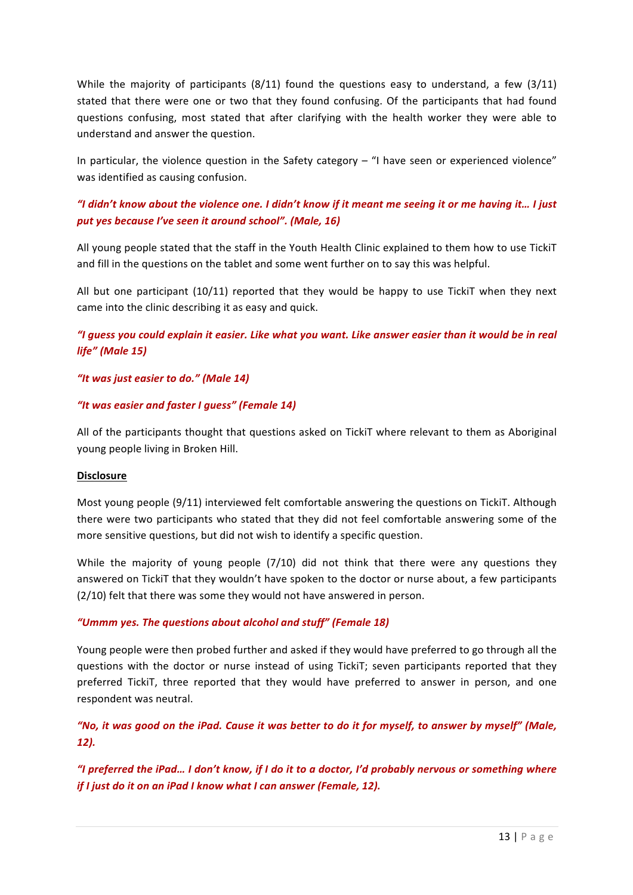While the majority of participants (8/11) found the questions easy to understand, a few (3/11) stated that there were one or two that they found confusing. Of the participants that had found questions confusing, most stated that after clarifying with the health worker they were able to understand and answer the question.

In particular, the violence question in the Safety category – "I have seen or experienced violence" was identified as causing confusion.

***"I didn't know about the violence one. I didn't know if it meant me seeing it or me having it… I just put yes because I've seen it around school". (Male, 16)***

All young people stated that the staff in the Youth Health Clinic explained to them how to use TickiT and fill in the questions on the tablet and some went further on to say this was helpful.

All but one participant (10/11) reported that they would be happy to use TickiT when they next came into the clinic describing it as easy and quick.

***"I guess you could explain it easier. Like what you want. Like answer easier than it would be in real life" (Male 15)***

***"It was just easier to do." (Male 14)***

***"It was easier and faster I guess" (Female 14)***

All of the participants thought that questions asked on TickiT where relevant to them as Aboriginal young people living in Broken Hill.

**Disclosure**

Most young people (9/11) interviewed felt comfortable answering the questions on TickiT. Although there were two participants who stated that they did not feel comfortable answering some of the more sensitive questions, but did not wish to identify a specific question.

While the majority of young people (7/10) did not think that there were any questions they answered on TickiT that they wouldn't have spoken to the doctor or nurse about, a few participants (2/10) felt that there was some they would not have answered in person.

***"Ummm yes. The questions about alcohol and stuff" (Female 18)***

Young people were then probed further and asked if they would have preferred to go through all the questions with the doctor or nurse instead of using TickiT; seven participants reported that they preferred TickiT, three reported that they would have preferred to answer in person, and one respondent was neutral.

***"No, it was good on the iPad. Cause it was better to do it for myself, to answer by myself" (Male, 12).***

***"I preferred the iPad… I don't know, if I do it to a doctor, I'd probably nervous or something where if I just do it on an iPad I know what I can answer (Female, 12).***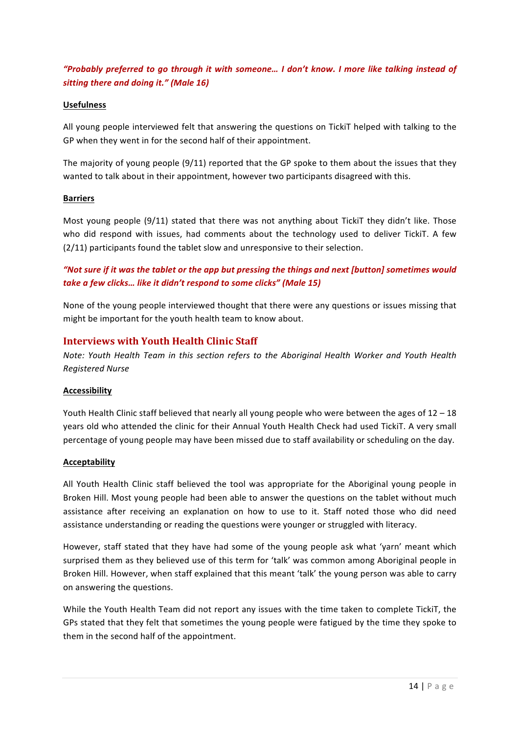***"Probably preferred to go through it with someone… I don't know. I more like talking instead of sitting there and doing it." (Male 16)***

**Usefulness**

All young people interviewed felt that answering the questions on TickiT helped with talking to the GP when they went in for the second half of their appointment.

The majority of young people (9/11) reported that the GP spoke to them about the issues that they wanted to talk about in their appointment, however two participants disagreed with this.

**Barriers**

Most young people (9/11) stated that there was not anything about TickiT they didn't like. Those who did respond with issues, had comments about the technology used to deliver TickiT. A few (2/11) participants found the tablet slow and unresponsive to their selection.

***"Not sure if it was the tablet or the app but pressing the things and next [button] sometimes would take a few clicks… like it didn't respond to some clicks" (Male 15)***

None of the young people interviewed thought that there were any questions or issues missing that might be important for the youth health team to know about.

## Interviews with Youth Health Clinic Staff

*Note: Youth Health Team in this section refers to the Aboriginal Health Worker and Youth Health Registered Nurse*

**Accessibility**

Youth Health Clinic staff believed that nearly all young people who were between the ages of 12 – 18 years old who attended the clinic for their Annual Youth Health Check had used TickiT. A very small percentage of young people may have been missed due to staff availability or scheduling on the day.

**Acceptability**

All Youth Health Clinic staff believed the tool was appropriate for the Aboriginal young people in Broken Hill. Most young people had been able to answer the questions on the tablet without much assistance after receiving an explanation on how to use to it. Staff noted those who did need assistance understanding or reading the questions were younger or struggled with literacy.

However, staff stated that they have had some of the young people ask what 'yarn' meant which surprised them as they believed use of this term for 'talk' was common among Aboriginal people in Broken Hill. However, when staff explained that this meant 'talk' the young person was able to carry on answering the questions.

While the Youth Health Team did not report any issues with the time taken to complete TickiT, the GPs stated that they felt that sometimes the young people were fatigued by the time they spoke to them in the second half of the appointment.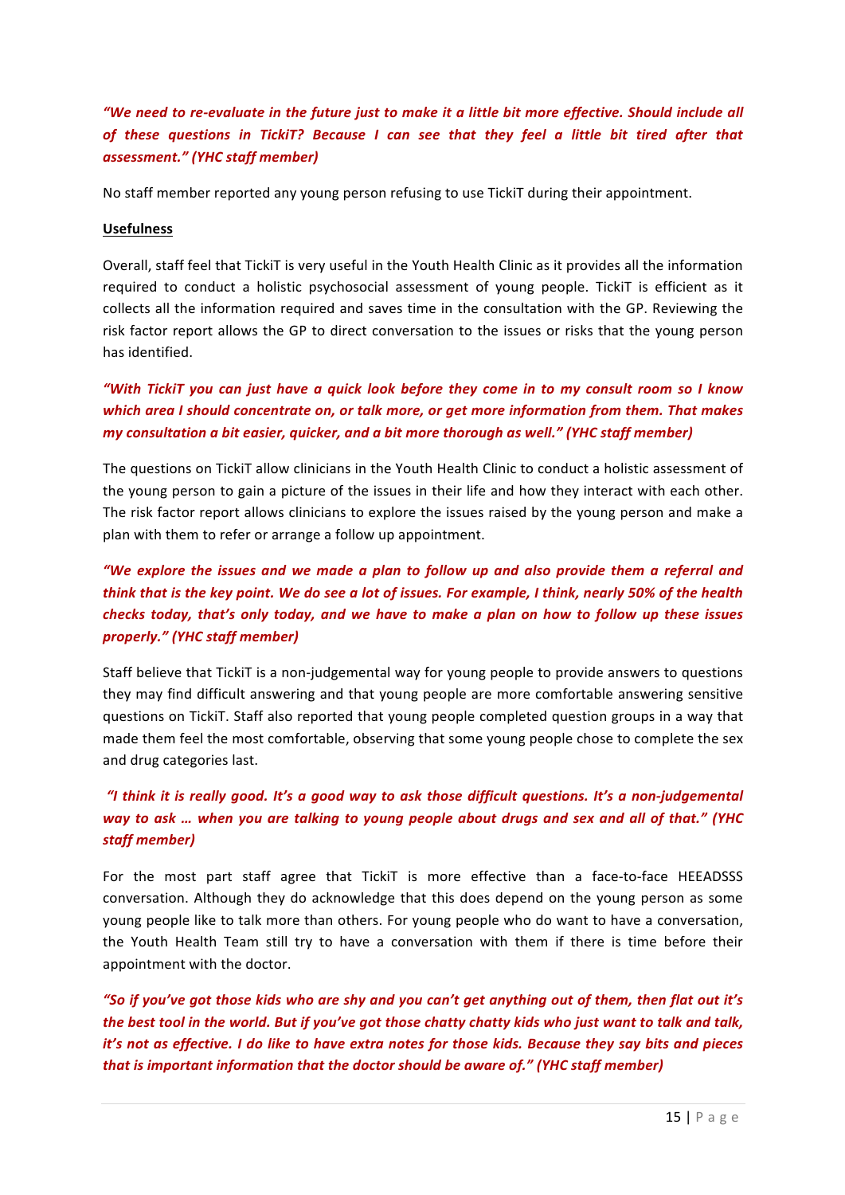***"We need to re-evaluate in the future just to make it a little bit more effective. Should include all of these questions in TickiT? Because I can see that they feel a little bit tired after that assessment." (YHC staff member)***

No staff member reported any young person refusing to use TickiT during their appointment.

<u>**Usefulness**</u>

Overall, staff feel that TickiT is very useful in the Youth Health Clinic as it provides all the information required to conduct a holistic psychosocial assessment of young people. TickiT is efficient as it collects all the information required and saves time in the consultation with the GP. Reviewing the risk factor report allows the GP to direct conversation to the issues or risks that the young person has identified.

***"With TickiT you can just have a quick look before they come in to my consult room so I know which area I should concentrate on, or talk more, or get more information from them. That makes my consultation a bit easier, quicker, and a bit more thorough as well." (YHC staff member)***

The questions on TickiT allow clinicians in the Youth Health Clinic to conduct a holistic assessment of the young person to gain a picture of the issues in their life and how they interact with each other. The risk factor report allows clinicians to explore the issues raised by the young person and make a plan with them to refer or arrange a follow up appointment.

***"We explore the issues and we made a plan to follow up and also provide them a referral and think that is the key point. We do see a lot of issues. For example, I think, nearly 50% of the health checks today, that's only today, and we have to make a plan on how to follow up these issues properly." (YHC staff member)***

Staff believe that TickiT is a non-judgemental way for young people to provide answers to questions they may find difficult answering and that young people are more comfortable answering sensitive questions on TickiT. Staff also reported that young people completed question groups in a way that made them feel the most comfortable, observing that some young people chose to complete the sex and drug categories last.

***"I think it is really good. It's a good way to ask those difficult questions. It's a non-judgemental way to ask … when you are talking to young people about drugs and sex and all of that." (YHC staff member)***

For the most part staff agree that TickiT is more effective than a face-to-face HEEADSSS conversation. Although they do acknowledge that this does depend on the young person as some young people like to talk more than others. For young people who do want to have a conversation, the Youth Health Team still try to have a conversation with them if there is time before their appointment with the doctor.

***"So if you've got those kids who are shy and you can't get anything out of them, then flat out it's the best tool in the world. But if you've got those chatty chatty kids who just want to talk and talk, it's not as effective. I do like to have extra notes for those kids. Because they say bits and pieces that is important information that the doctor should be aware of." (YHC staff member)***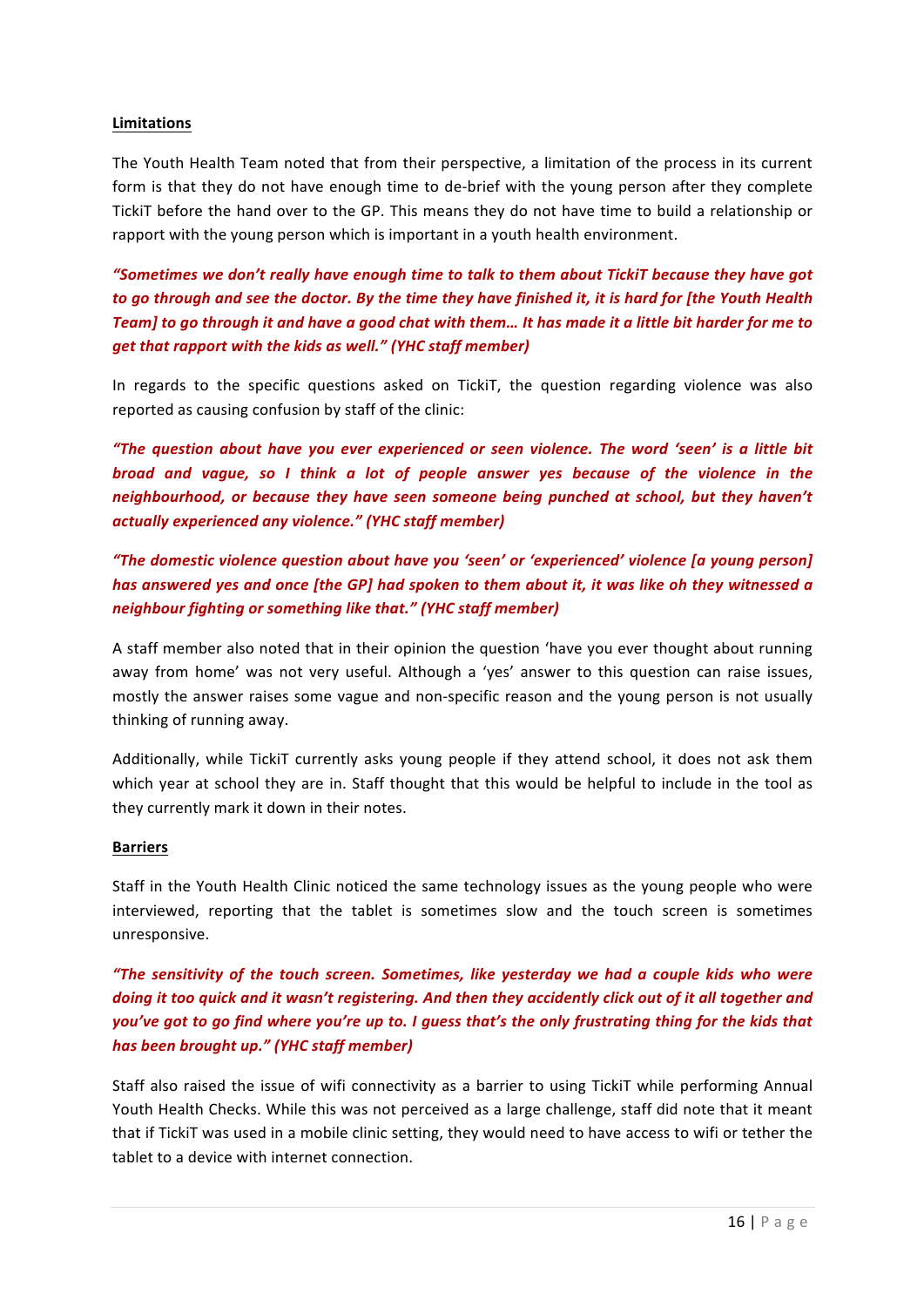**Limitations**

The Youth Health Team noted that from their perspective, a limitation of the process in its current form is that they do not have enough time to de-brief with the young person after they complete TickiT before the hand over to the GP. This means they do not have time to build a relationship or rapport with the young person which is important in a youth health environment.

***"Sometimes we don't really have enough time to talk to them about TickiT because they have got to go through and see the doctor. By the time they have finished it, it is hard for [the Youth Health Team] to go through it and have a good chat with them… It has made it a little bit harder for me to get that rapport with the kids as well." (YHC staff member)***

In regards to the specific questions asked on TickiT, the question regarding violence was also reported as causing confusion by staff of the clinic:

***"The question about have you ever experienced or seen violence. The word 'seen' is a little bit broad and vague, so I think a lot of people answer yes because of the violence in the neighbourhood, or because they have seen someone being punched at school, but they haven't actually experienced any violence." (YHC staff member)***

***"The domestic violence question about have you 'seen' or 'experienced' violence [a young person] has answered yes and once [the GP] had spoken to them about it, it was like oh they witnessed a neighbour fighting or something like that." (YHC staff member)***

A staff member also noted that in their opinion the question 'have you ever thought about running away from home' was not very useful. Although a 'yes' answer to this question can raise issues, mostly the answer raises some vague and non-specific reason and the young person is not usually thinking of running away.

Additionally, while TickiT currently asks young people if they attend school, it does not ask them which year at school they are in. Staff thought that this would be helpful to include in the tool as they currently mark it down in their notes.

**Barriers**

Staff in the Youth Health Clinic noticed the same technology issues as the young people who were interviewed, reporting that the tablet is sometimes slow and the touch screen is sometimes unresponsive.

***"The sensitivity of the touch screen. Sometimes, like yesterday we had a couple kids who were doing it too quick and it wasn't registering. And then they accidently click out of it all together and you've got to go find where you're up to. I guess that's the only frustrating thing for the kids that has been brought up." (YHC staff member)***

Staff also raised the issue of wifi connectivity as a barrier to using TickiT while performing Annual Youth Health Checks. While this was not perceived as a large challenge, staff did note that it meant that if TickiT was used in a mobile clinic setting, they would need to have access to wifi or tether the tablet to a device with internet connection.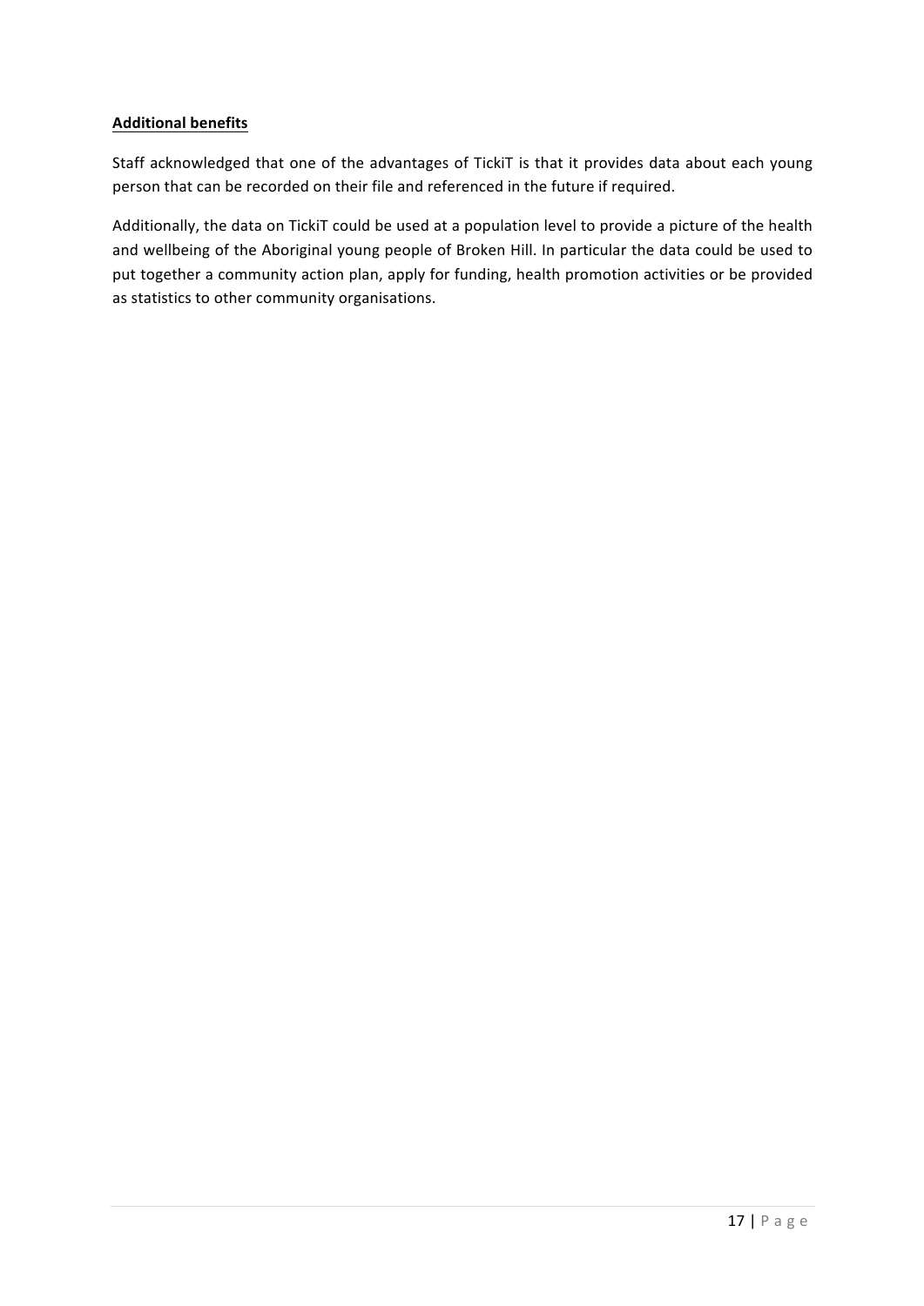**Additional benefits**

Staff acknowledged that one of the advantages of TickiT is that it provides data about each young person that can be recorded on their file and referenced in the future if required.

Additionally, the data on TickiT could be used at a population level to provide a picture of the health and wellbeing of the Aboriginal young people of Broken Hill. In particular the data could be used to put together a community action plan, apply for funding, health promotion activities or be provided as statistics to other community organisations.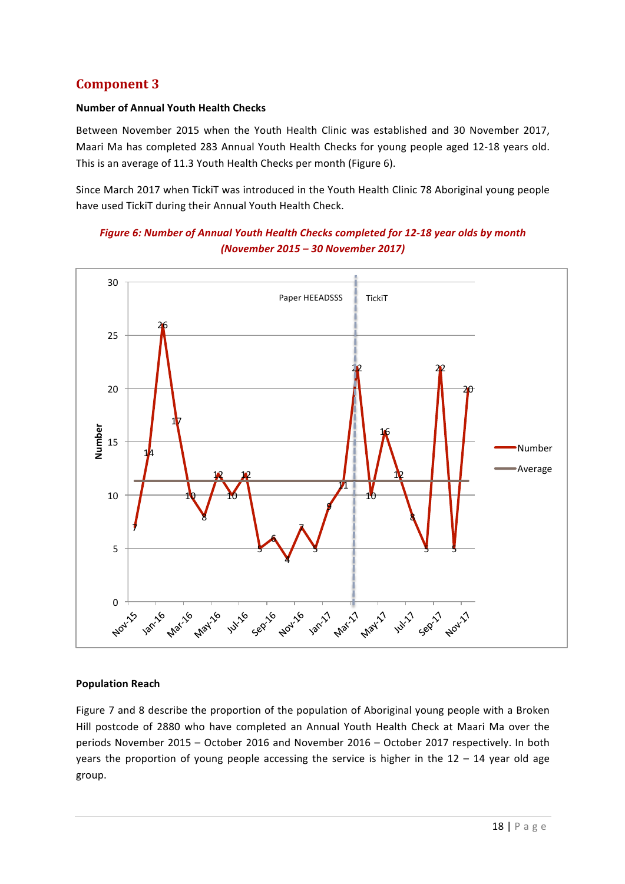## Component 3

**Number of Annual Youth Health Checks**

Between November 2015 when the Youth Health Clinic was established and 30 November 2017, Maari Ma has completed 283 Annual Youth Health Checks for young people aged 12-18 years old. This is an average of 11.3 Youth Health Checks per month (Figure 6).

Since March 2017 when TickiT was introduced in the Youth Health Clinic 78 Aboriginal young people have used TickiT during their Annual Youth Health Check.

*Figure 6: Number of Annual Youth Health Checks completed for 12-18 year olds by month (November 2015 – 30 November 2017)*

Paper HEEADSSS
TickiT

Number

30
25
20
15
10
5
0

26
17
14
12
12
11
10
10
8
7
6
7
5
5
4
9
22
16
12
10
8
5
22
5
20

Nov-15
Jan-16
Mar-16
May-16
Jul-16
Sep-16
Nov-16
Jan-17
Mar-17
May-17
Jul-17
Sep-17
Nov-17

Number
Average

**Population Reach**

Figure 7 and 8 describe the proportion of the population of Aboriginal young people with a Broken Hill postcode of 2880 who have completed an Annual Youth Health Check at Maari Ma over the periods November 2015 – October 2016 and November 2016 – October 2017 respectively. In both years the proportion of young people accessing the service is higher in the 12 – 14 year old age group.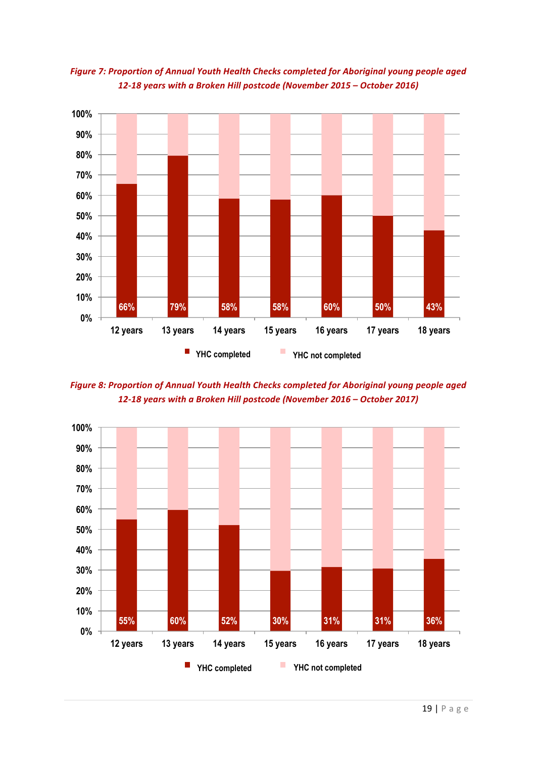*Figure 7: Proportion of Annual Youth Health Checks completed for Aboriginal young people aged 12-18 years with a Broken Hill postcode (November 2015 – October 2016)*

100%
90%
80%
70%
60%
50%
40%
30%
20%
10%
0%

66% 79% 58% 58% 60% 50% 43%

12 years 13 years 14 years 15 years 16 years 17 years 18 years

YHC completed YHC not completed

*Figure 8: Proportion of Annual Youth Health Checks completed for Aboriginal young people aged 12-18 years with a Broken Hill postcode (November 2016 – October 2017)*

100%
90%
80%
70%
60%
50%
40%
30%
20%
10%
0%

55% 60% 52% 30% 31% 31% 36%

12 years 13 years 14 years 15 years 16 years 17 years 18 years

YHC completed YHC not completed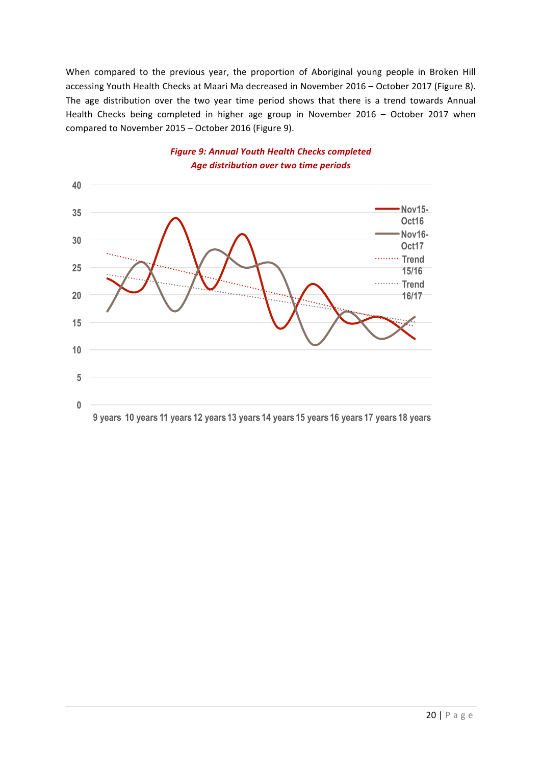When compared to the previous year, the proportion of Aboriginal young people in Broken Hill accessing Youth Health Checks at Maari Ma decreased in November 2016 – October 2017 (Figure 8). The age distribution over the two year time period shows that there is a trend towards Annual Health Checks being completed in higher age group in November 2016 – October 2017 when compared to November 2015 – October 2016 (Figure 9).

***Figure 9: Annual Youth Health Checks completed***
***Age distribution over two time periods***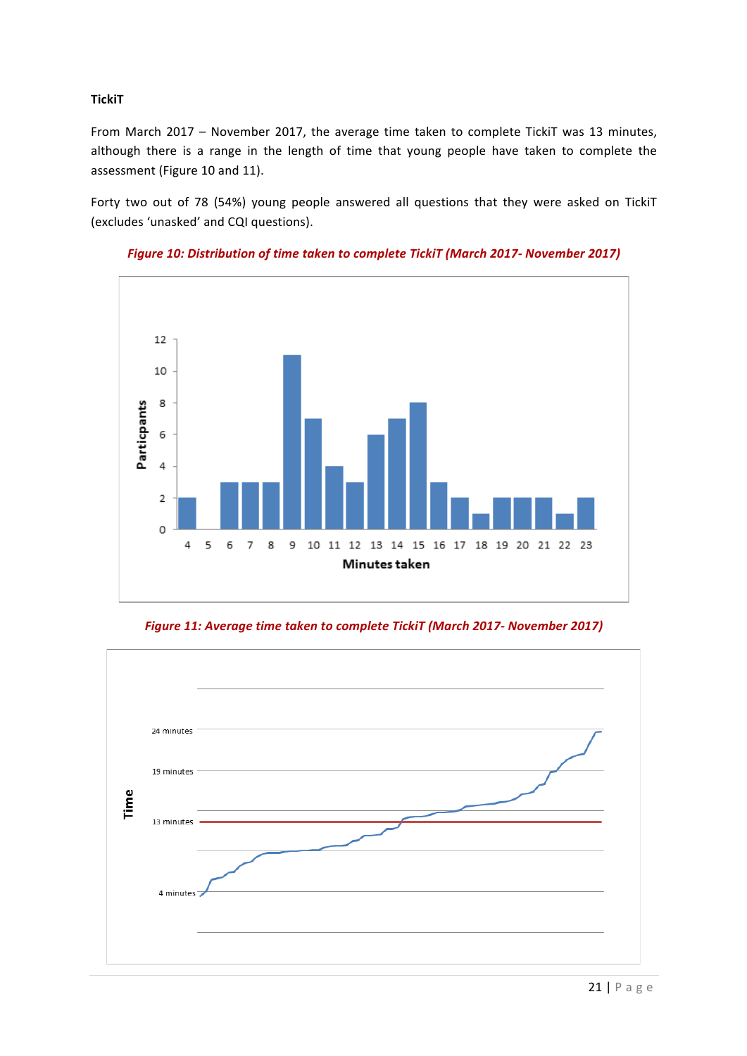**TickiT**

From March 2017 – November 2017, the average time taken to complete TickiT was 13 minutes, although there is a range in the length of time that young people have taken to complete the assessment (Figure 10 and 11).

Forty two out of 78 (54%) young people answered all questions that they were asked on TickiT (excludes 'unasked' and CQI questions).

*Figure 10: Distribution of time taken to complete TickiT (March 2017- November 2017)*

Particpants

12
10
8
6
4
2
0

4 5 6 7 8 9 10 11 12 13 14 15 16 17 18 19 20 21 22 23

Minutes taken

*Figure 11: Average time taken to complete TickiT (March 2017- November 2017)*

Time

24 minutes
19 minutes
13 minutes
4 minutes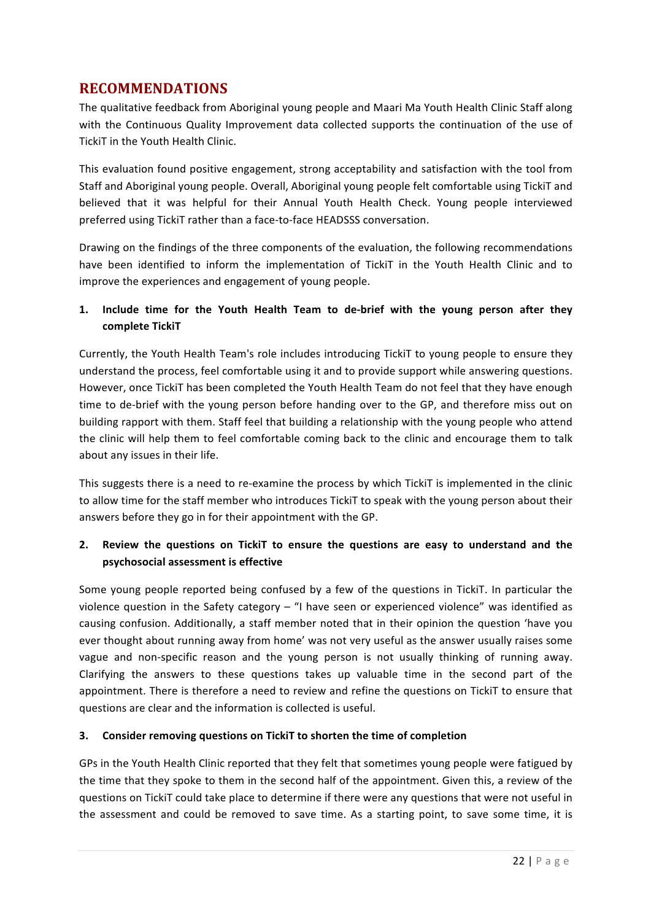## RECOMMENDATIONS

The qualitative feedback from Aboriginal young people and Maari Ma Youth Health Clinic Staff along with the Continuous Quality Improvement data collected supports the continuation of the use of TickiT in the Youth Health Clinic.

This evaluation found positive engagement, strong acceptability and satisfaction with the tool from Staff and Aboriginal young people. Overall, Aboriginal young people felt comfortable using TickiT and believed that it was helpful for their Annual Youth Health Check. Young people interviewed preferred using TickiT rather than a face-to-face HEADSSS conversation.

Drawing on the findings of the three components of the evaluation, the following recommendations have been identified to inform the implementation of TickiT in the Youth Health Clinic and to improve the experiences and engagement of young people.

**1. Include time for the Youth Health Team to de-brief with the young person after they complete TickiT**

Currently, the Youth Health Team's role includes introducing TickiT to young people to ensure they understand the process, feel comfortable using it and to provide support while answering questions. However, once TickiT has been completed the Youth Health Team do not feel that they have enough time to de-brief with the young person before handing over to the GP, and therefore miss out on building rapport with them. Staff feel that building a relationship with the young people who attend the clinic will help them to feel comfortable coming back to the clinic and encourage them to talk about any issues in their life.

This suggests there is a need to re-examine the process by which TickiT is implemented in the clinic to allow time for the staff member who introduces TickiT to speak with the young person about their answers before they go in for their appointment with the GP.

**2. Review the questions on TickiT to ensure the questions are easy to understand and the psychosocial assessment is effective**

Some young people reported being confused by a few of the questions in TickiT. In particular the violence question in the Safety category – "I have seen or experienced violence" was identified as causing confusion. Additionally, a staff member noted that in their opinion the question 'have you ever thought about running away from home' was not very useful as the answer usually raises some vague and non-specific reason and the young person is not usually thinking of running away. Clarifying the answers to these questions takes up valuable time in the second part of the appointment. There is therefore a need to review and refine the questions on TickiT to ensure that questions are clear and the information is collected is useful.

**3. Consider removing questions on TickiT to shorten the time of completion**

GPs in the Youth Health Clinic reported that they felt that sometimes young people were fatigued by the time that they spoke to them in the second half of the appointment. Given this, a review of the questions on TickiT could take place to determine if there were any questions that were not useful in the assessment and could be removed to save time. As a starting point, to save some time, it is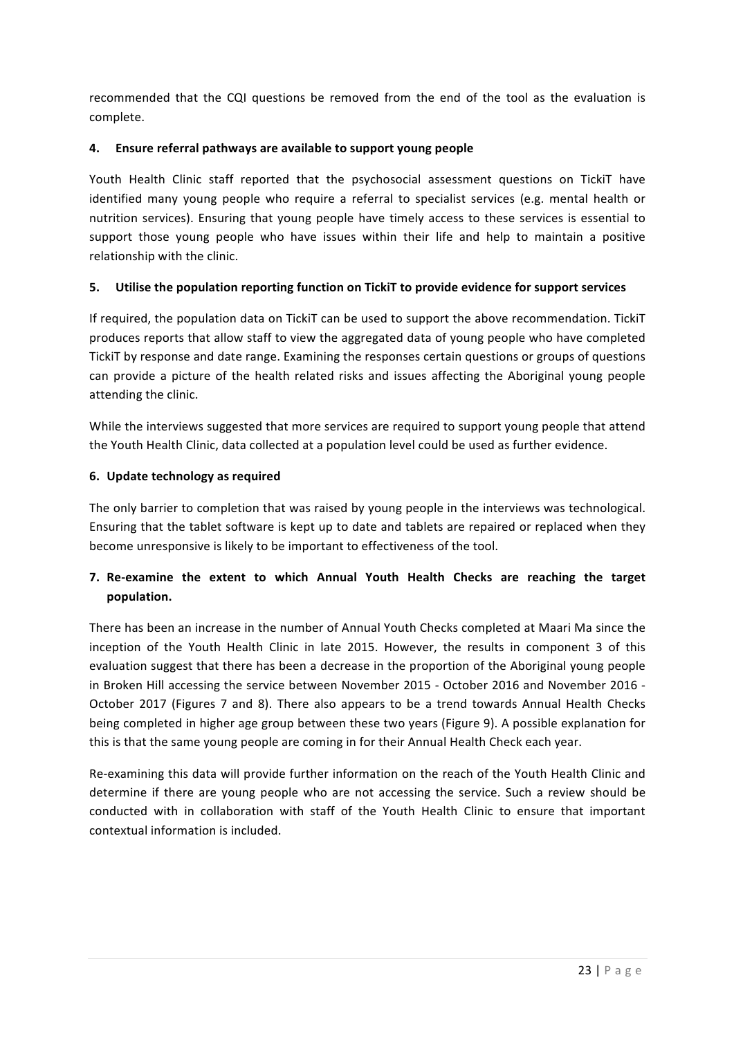recommended that the CQI questions be removed from the end of the tool as the evaluation is complete.

**4. Ensure referral pathways are available to support young people**

Youth Health Clinic staff reported that the psychosocial assessment questions on TickiT have identified many young people who require a referral to specialist services (e.g. mental health or nutrition services). Ensuring that young people have timely access to these services is essential to support those young people who have issues within their life and help to maintain a positive relationship with the clinic.

**5. Utilise the population reporting function on TickiT to provide evidence for support services**

If required, the population data on TickiT can be used to support the above recommendation. TickiT produces reports that allow staff to view the aggregated data of young people who have completed TickiT by response and date range. Examining the responses certain questions or groups of questions can provide a picture of the health related risks and issues affecting the Aboriginal young people attending the clinic.

While the interviews suggested that more services are required to support young people that attend the Youth Health Clinic, data collected at a population level could be used as further evidence.

**6. Update technology as required**

The only barrier to completion that was raised by young people in the interviews was technological. Ensuring that the tablet software is kept up to date and tablets are repaired or replaced when they become unresponsive is likely to be important to effectiveness of the tool.

**7. Re-examine the extent to which Annual Youth Health Checks are reaching the target population.**

There has been an increase in the number of Annual Youth Checks completed at Maari Ma since the inception of the Youth Health Clinic in late 2015. However, the results in component 3 of this evaluation suggest that there has been a decrease in the proportion of the Aboriginal young people in Broken Hill accessing the service between November 2015 - October 2016 and November 2016 - October 2017 (Figures 7 and 8). There also appears to be a trend towards Annual Health Checks being completed in higher age group between these two years (Figure 9). A possible explanation for this is that the same young people are coming in for their Annual Health Check each year.

Re-examining this data will provide further information on the reach of the Youth Health Clinic and determine if there are young people who are not accessing the service. Such a review should be conducted with in collaboration with staff of the Youth Health Clinic to ensure that important contextual information is included.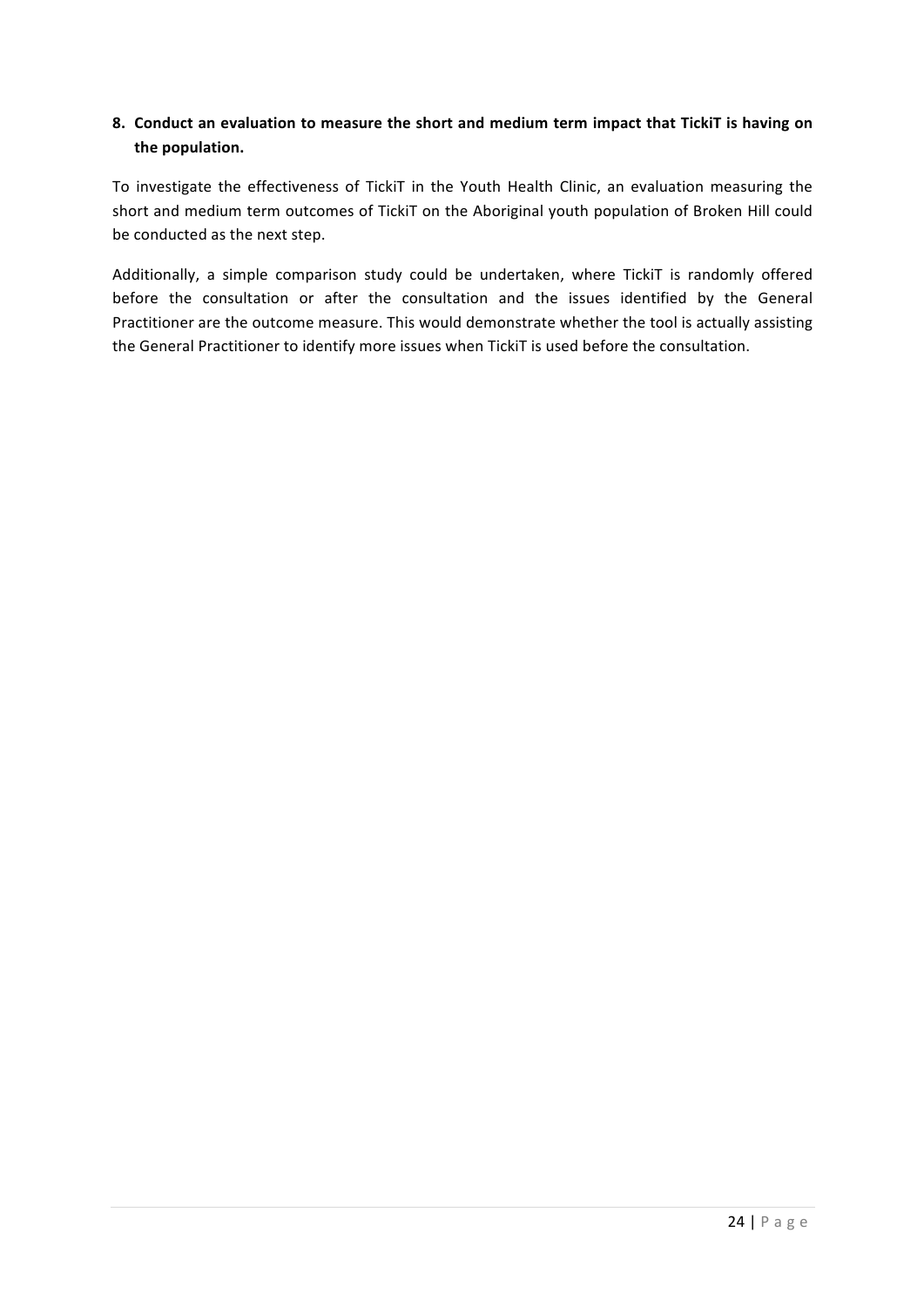8. **Conduct an evaluation to measure the short and medium term impact that TickiT is having on the population.**

To investigate the effectiveness of TickiT in the Youth Health Clinic, an evaluation measuring the short and medium term outcomes of TickiT on the Aboriginal youth population of Broken Hill could be conducted as the next step.

Additionally, a simple comparison study could be undertaken, where TickiT is randomly offered before the consultation or after the consultation and the issues identified by the General Practitioner are the outcome measure. This would demonstrate whether the tool is actually assisting the General Practitioner to identify more issues when TickiT is used before the consultation.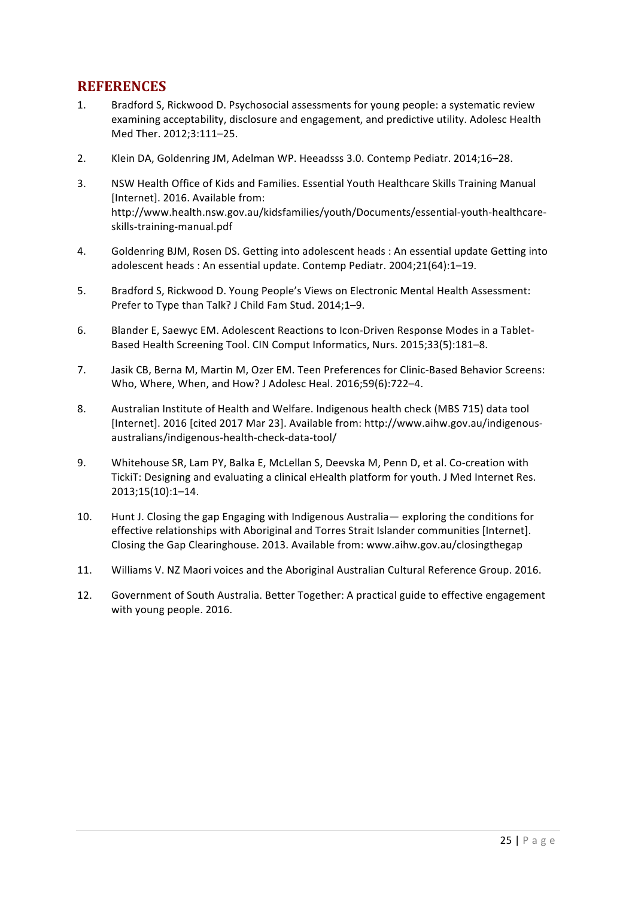## REFERENCES

1. Bradford S, Rickwood D. Psychosocial assessments for young people: a systematic review examining acceptability, disclosure and engagement, and predictive utility. Adolesc Health Med Ther. 2012;3:111–25.

2. Klein DA, Goldenring JM, Adelman WP. Heeadsss 3.0. Contemp Pediatr. 2014;16–28.

3. NSW Health Office of Kids and Families. Essential Youth Healthcare Skills Training Manual [Internet]. 2016. Available from: http://www.health.nsw.gov.au/kidsfamilies/youth/Documents/essential-youth-healthcare-skills-training-manual.pdf

4. Goldenring BJM, Rosen DS. Getting into adolescent heads : An essential update Getting into adolescent heads : An essential update. Contemp Pediatr. 2004;21(64):1–19.

5. Bradford S, Rickwood D. Young People's Views on Electronic Mental Health Assessment: Prefer to Type than Talk? J Child Fam Stud. 2014;1–9.

6. Blander E, Saewyc EM. Adolescent Reactions to Icon-Driven Response Modes in a Tablet-Based Health Screening Tool. CIN Comput Informatics, Nurs. 2015;33(5):181–8.

7. Jasik CB, Berna M, Martin M, Ozer EM. Teen Preferences for Clinic-Based Behavior Screens: Who, Where, When, and How? J Adolesc Heal. 2016;59(6):722–4.

8. Australian Institute of Health and Welfare. Indigenous health check (MBS 715) data tool [Internet]. 2016 [cited 2017 Mar 23]. Available from: http://www.aihw.gov.au/indigenous-australians/indigenous-health-check-data-tool/

9. Whitehouse SR, Lam PY, Balka E, McLellan S, Deevska M, Penn D, et al. Co-creation with TickiT: Designing and evaluating a clinical eHealth platform for youth. J Med Internet Res. 2013;15(10):1–14.

10. Hunt J. Closing the gap Engaging with Indigenous Australia— exploring the conditions for effective relationships with Aboriginal and Torres Strait Islander communities [Internet]. Closing the Gap Clearinghouse. 2013. Available from: www.aihw.gov.au/closingthegap

11. Williams V. NZ Maori voices and the Aboriginal Australian Cultural Reference Group. 2016.

12. Government of South Australia. Better Together: A practical guide to effective engagement with young people. 2016.